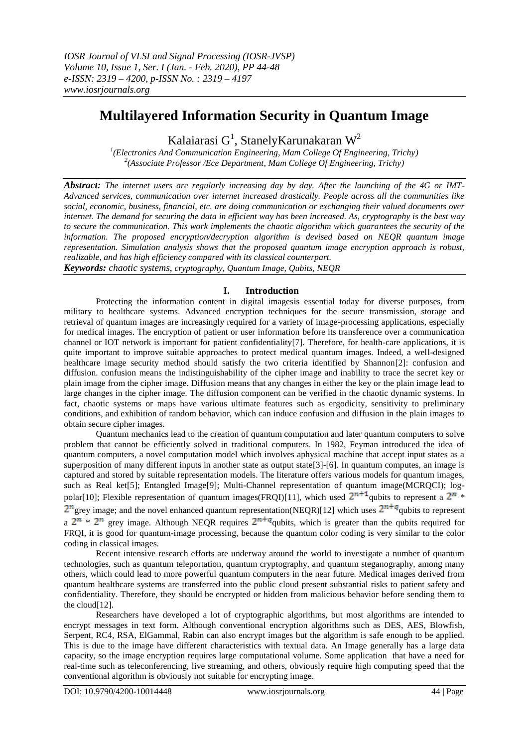# Multilayered Information Security in Quantum Image

Kalaiarasi G[1], StanelyKarunakaran W[2]

[1](Electronics And Communication Engineering, Mam College Of Engineering, Trichy)
[2](Associate Professor /Ece Department, Mam College Of Engineering, Trichy)

***Abstract:*** *The internet users are regularly increasing day by day. After the launching of the 4G or IMT-Advanced services, communication over internet increased drastically. People across all the communities like social, economic, business, financial, etc. are doing communication or exchanging their valued documents over internet. The demand for securing the data in efficient way has been increased. As, cryptography is the best way to secure the communication. This work implements the chaotic algorithm which guarantees the security of the information. The proposed encryption/decryption algorithm is devised based on NEQR quantum image representation. Simulation analysis shows that the proposed quantum image encryption approach is robust, realizable, and has high efficiency compared with its classical counterpart.*

***Keywords:*** *chaotic systems, cryptography, Quantum Image, Qubits, NEQR*

## I. Introduction

Protecting the information content in digital imagesis essential today for diverse purposes, from military to healthcare systems. Advanced encryption techniques for the secure transmission, storage and retrieval of quantum images are increasingly required for a variety of image-processing applications, especially for medical images. The encryption of patient or user information before its transference over a communication channel or IOT network is important for patient confidentiality[7]. Therefore, for health-care applications, it is quite important to improve suitable approaches to protect medical quantum images. Indeed, a well-designed healthcare image security method should satisfy the two criteria identified by Shannon[2]: confusion and diffusion. confusion means the indistinguishability of the cipher image and inability to trace the secret key or plain image from the cipher image. Diffusion means that any changes in either the key or the plain image lead to large changes in the cipher image. The diffusion component can be verified in the chaotic dynamic systems. In fact, chaotic systems or maps have various ultimate features such as ergodicity, sensitivity to preliminary conditions, and exhibition of random behavior, which can induce confusion and diffusion in the plain images to obtain secure cipher images.

Quantum mechanics lead to the creation of quantum computation and later quantum computers to solve problem that cannot be efficiently solved in traditional computers. In 1982, Feyman introduced the idea of quantum computers, a novel computation model which involves aphysical machine that accept input states as a superposition of many different inputs in another state as output state[3]-[6]. In quantum computes, an image is captured and stored by suitable representation models. The literature offers various models for quantum images, such as Real ket[5]; Entangled Image[9]; Multi-Channel representation of quantum image(MCRQCI); log-polar[10]; Flexible representation of quantum images(FRQI)[11], which used $2^{n+1}$qubits to represent a $2^n$ * $2^n$grey image; and the novel enhanced quantum representation(NEQR)[12] which uses $2^{n+q}$qubits to represent a $2^n$ * $2^n$ grey image. Although NEQR requires $2^{n+q}$qubits, which is greater than the qubits required for FRQI, it is good for quantum-image processing, because the quantum color coding is very similar to the color coding in classical images.

Recent intensive research efforts are underway around the world to investigate a number of quantum technologies, such as quantum teleportation, quantum cryptography, and quantum steganography, among many others, which could lead to more powerful quantum computers in the near future. Medical images derived from quantum healthcare systems are transferred into the public cloud present substantial risks to patient safety and confidentiality. Therefore, they should be encrypted or hidden from malicious behavior before sending them to the cloud[12].

Researchers have developed a lot of cryptographic algorithms, but most algorithms are intended to encrypt messages in text form. Although conventional encryption algorithms such as DES, AES, Blowfish, Serpent, RC4, RSA, ElGammal, Rabin can also encrypt images but the algorithm is safe enough to be applied. This is due to the image have different characteristics with textual data. An Image generally has a large data capacity, so the image encryption requires large computational volume. Some application that have a need for real-time such as teleconferencing, live streaming, and others, obviously require high computing speed that the conventional algorithm is obviously not suitable for encrypting image.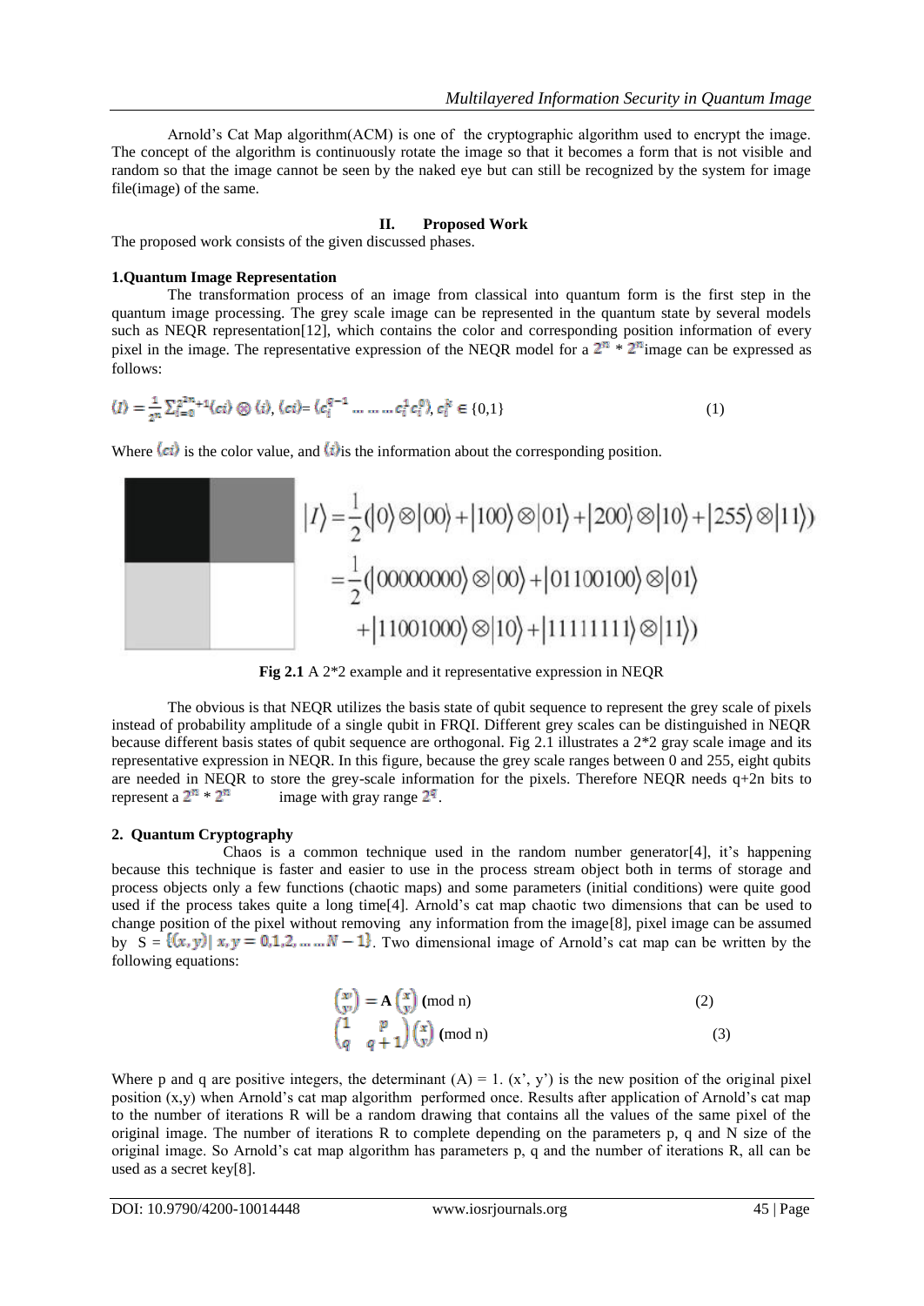Arnold's Cat Map algorithm(ACM) is one of the cryptographic algorithm used to encrypt the image. The concept of the algorithm is continuously rotate the image so that it becomes a form that is not visible and random so that the image cannot be seen by the naked eye but can still be recognized by the system for image file(image) of the same.

## II. Proposed Work

The proposed work consists of the given discussed phases.

### 1.Quantum Image Representation

The transformation process of an image from classical into quantum form is the first step in the quantum image processing. The grey scale image can be represented in the quantum state by several models such as NEQR representation[12], which contains the color and corresponding position information of every pixel in the image. The representative expression of the NEQR model for a $2^n * 2^n$ image can be expressed as follows:

$$|I\rangle = \frac{1}{2^n}\sum_{i=0}^{2^{2n}-1}|ci\rangle \otimes |i\rangle,\ |ci\rangle = |c_i^{q-1} \ldots\ldots\ldots c_i^1 c_i^0\rangle,\ c_i^k \in \{0,1\} \tag{1}$$

Where $|ci\rangle$ is the color value, and $|i\rangle$ is the information about the corresponding position.

$$|I\rangle = \frac{1}{2}(|0\rangle \otimes |00\rangle + |100\rangle \otimes |01\rangle + |200\rangle \otimes |10\rangle + |255\rangle \otimes |11\rangle)$$
$$= \frac{1}{2}(|00000000\rangle \otimes |00\rangle + |01100100\rangle \otimes |01\rangle + |11001000\rangle \otimes |10\rangle + |11111111\rangle \otimes |11\rangle)$$

**Fig 2.1** A 2*2 example and it representative expression in NEQR

The obvious is that NEQR utilizes the basis state of qubit sequence to represent the grey scale of pixels instead of probability amplitude of a single qubit in FRQI. Different grey scales can be distinguished in NEQR because different basis states of qubit sequence are orthogonal. Fig 2.1 illustrates a 2*2 gray scale image and its representative expression in NEQR. In this figure, because the grey scale ranges between 0 and 255, eight qubits are needed in NEQR to store the grey-scale information for the pixels. Therefore NEQR needs q+2n bits to represent a $2^n * 2^n$ image with gray range $2^q$.

### 2. Quantum Cryptography

Chaos is a common technique used in the random number generator[4], it's happening because this technique is faster and easier to use in the process stream object both in terms of storage and process objects only a few functions (chaotic maps) and some parameters (initial conditions) were quite good used if the process takes quite a long time[4]. Arnold's cat map chaotic two dimensions that can be used to change position of the pixel without removing any information from the image[8], pixel image can be assumed by $S = \{(x,y)|\ x, y = 0,1,2, \ldots\ldots N-1\}$. Two dimensional image of Arnold's cat map can be written by the following equations:

$$\begin{pmatrix} x' \\ y' \end{pmatrix} = \mathbf{A}\begin{pmatrix} x \\ y \end{pmatrix} (\text{mod n}) \tag{2}$$

$$\begin{pmatrix} 1 & p \\ q & q+1 \end{pmatrix}\begin{pmatrix} x \\ y \end{pmatrix} (\text{mod n}) \tag{3}$$

Where p and q are positive integers, the determinant (A) = 1. (x', y') is the new position of the original pixel position (x,y) when Arnold's cat map algorithm performed once. Results after application of Arnold's cat map to the number of iterations R will be a random drawing that contains all the values of the same pixel of the original image. The number of iterations R to complete depending on the parameters p, q and N size of the original image. So Arnold's cat map algorithm has parameters p, q and the number of iterations R, all can be used as a secret key[8].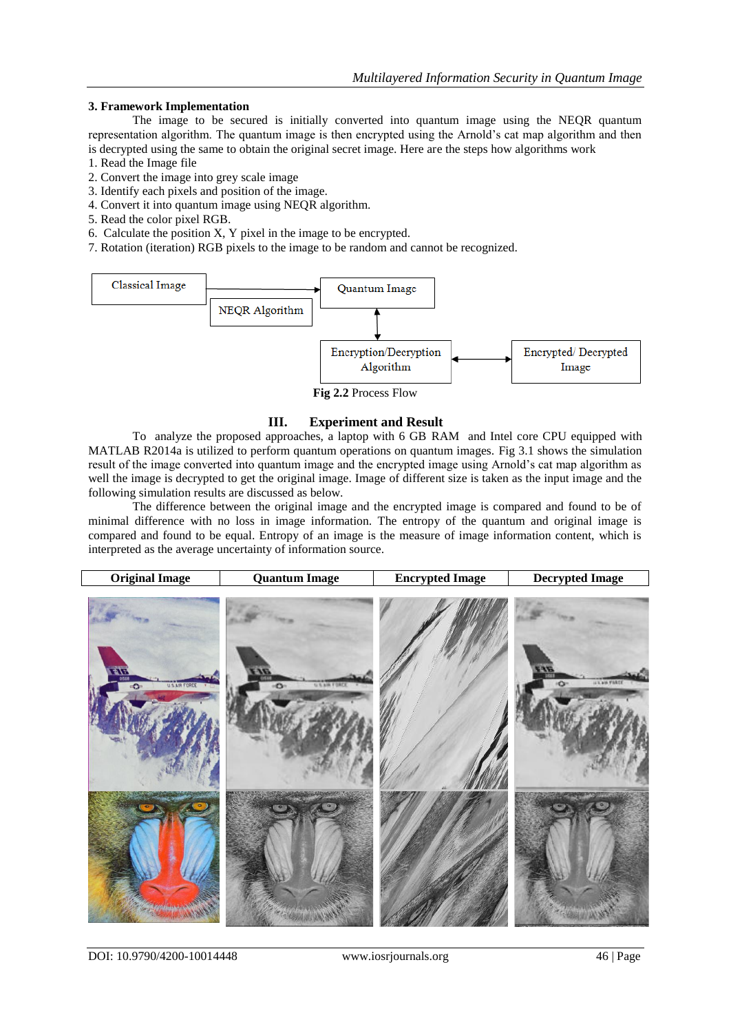### 3. Framework Implementation

The image to be secured is initially converted into quantum image using the NEQR quantum representation algorithm. The quantum image is then encrypted using the Arnold's cat map algorithm and then is decrypted using the same to obtain the original secret image. Here are the steps how algorithms work

1. Read the Image file
2. Convert the image into grey scale image
3. Identify each pixels and position of the image.
4. Convert it into quantum image using NEQR algorithm.
5. Read the color pixel RGB.
6. Calculate the position X, Y pixel in the image to be encrypted.
7. Rotation (iteration) RGB pixels to the image to be random and cannot be recognized.

Classical Image → NEQR Algorithm → Quantum Image ↔ Encryption/Decryption Algorithm ↔ Encrypted/ Decrypted Image

**Fig 2.2** Process Flow

## III. Experiment and Result

To analyze the proposed approaches, a laptop with 6 GB RAM and Intel core CPU equipped with MATLAB R2014a is utilized to perform quantum operations on quantum images. Fig 3.1 shows the simulation result of the image converted into quantum image and the encrypted image using Arnold's cat map algorithm as well the image is decrypted to get the original image. Image of different size is taken as the input image and the following simulation results are discussed as below.

The difference between the original image and the encrypted image is compared and found to be of minimal difference with no loss in image information. The entropy of the quantum and original image is compared and found to be equal. Entropy of an image is the measure of image information content, which is interpreted as the average uncertainty of information source.

| Original Image | Quantum Image | Encrypted Image | Decrypted Image |
|---|---|---|---|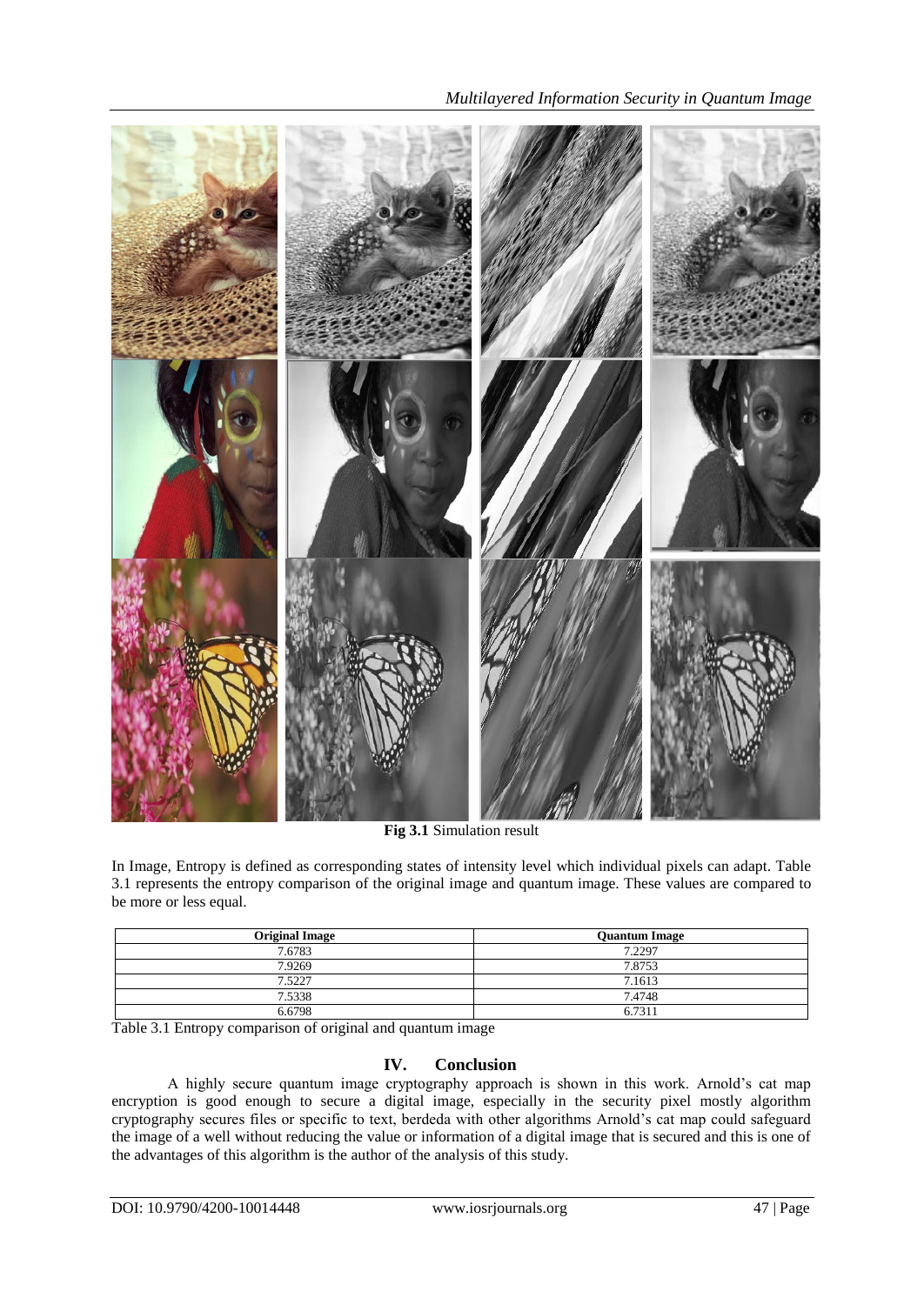**Fig 3.1** Simulation result

In Image, Entropy is defined as corresponding states of intensity level which individual pixels can adapt. Table 3.1 represents the entropy comparison of the original image and quantum image. These values are compared to be more or less equal.

| Original Image | Quantum Image |
|---|---|
| 7.6783 | 7.2297 |
| 7.9269 | 7.8753 |
| 7.5227 | 7.1613 |
| 7.5338 | 7.4748 |
| 6.6798 | 6.7311 |

Table 3.1 Entropy comparison of original and quantum image

## IV. Conclusion

A highly secure quantum image cryptography approach is shown in this work. Arnold's cat map encryption is good enough to secure a digital image, especially in the security pixel mostly algorithm cryptography secures files or specific to text, berdeda with other algorithms Arnold's cat map could safeguard the image of a well without reducing the value or information of a digital image that is secured and this is one of the advantages of this algorithm is the author of the analysis of this study.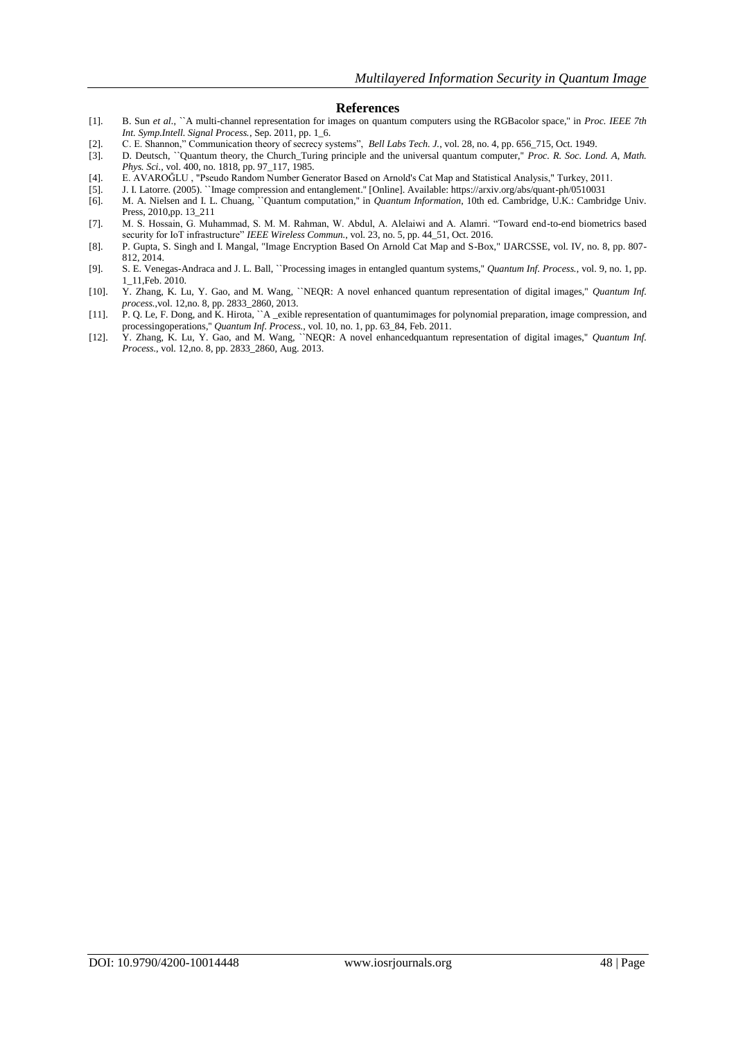## References

[1]. B. Sun *et al.*, ``A multi-channel representation for images on quantum computers using the RGBacolor space,'' in *Proc. IEEE 7th Int. Symp.Intell. Signal Process.*, Sep. 2011, pp. 1_6.

[2]. C. E. Shannon," Communication theory of secrecy systems", *Bell Labs Tech. J.*, vol. 28, no. 4, pp. 656_715, Oct. 1949.

[3]. D. Deutsch, ``Quantum theory, the Church_Turing principle and the universal quantum computer,'' *Proc. R. Soc. Lond. A, Math. Phys. Sci.*, vol. 400, no. 1818, pp. 97_117, 1985.

[4]. E. AVAROĞLU , "Pseudo Random Number Generator Based on Arnold's Cat Map and Statistical Analysis," Turkey, 2011.

[5]. J. I. Latorre. (2005). ``Image compression and entanglement.'' [Online]. Available: https://arxiv.org/abs/quant-ph/0510031

[6]. M. A. Nielsen and I. L. Chuang, ``Quantum computation,'' in *Quantum Information*, 10th ed. Cambridge, U.K.: Cambridge Univ. Press, 2010,pp. 13_211

[7]. M. S. Hossain, G. Muhammad, S. M. M. Rahman, W. Abdul, A. Alelaiwi and A. Alamri. "Toward end-to-end biometrics based security for IoT infrastructure" *IEEE Wireless Commun.*, vol. 23, no. 5, pp. 44_51, Oct. 2016.

[8]. P. Gupta, S. Singh and I. Mangal, "Image Encryption Based On Arnold Cat Map and S-Box," IJARCSSE, vol. IV, no. 8, pp. 807-812, 2014.

[9]. S. E. Venegas-Andraca and J. L. Ball, ``Processing images in entangled quantum systems,'' *Quantum Inf. Process.*, vol. 9, no. 1, pp. 1_11,Feb. 2010.

[10]. Y. Zhang, K. Lu, Y. Gao, and M. Wang, ``NEQR: A novel enhanced quantum representation of digital images,'' *Quantum Inf. process.*,vol. 12,no. 8, pp. 2833_2860, 2013.

[11]. P. Q. Le, F. Dong, and K. Hirota, ``A _exible representation of quantumimages for polynomial preparation, image compression, and processingoperations,'' *Quantum Inf. Process.*, vol. 10, no. 1, pp. 63_84, Feb. 2011.

[12]. Y. Zhang, K. Lu, Y. Gao, and M. Wang, ``NEQR: A novel enhancedquantum representation of digital images,'' *Quantum Inf. Process.*, vol. 12,no. 8, pp. 2833_2860, Aug. 2013.